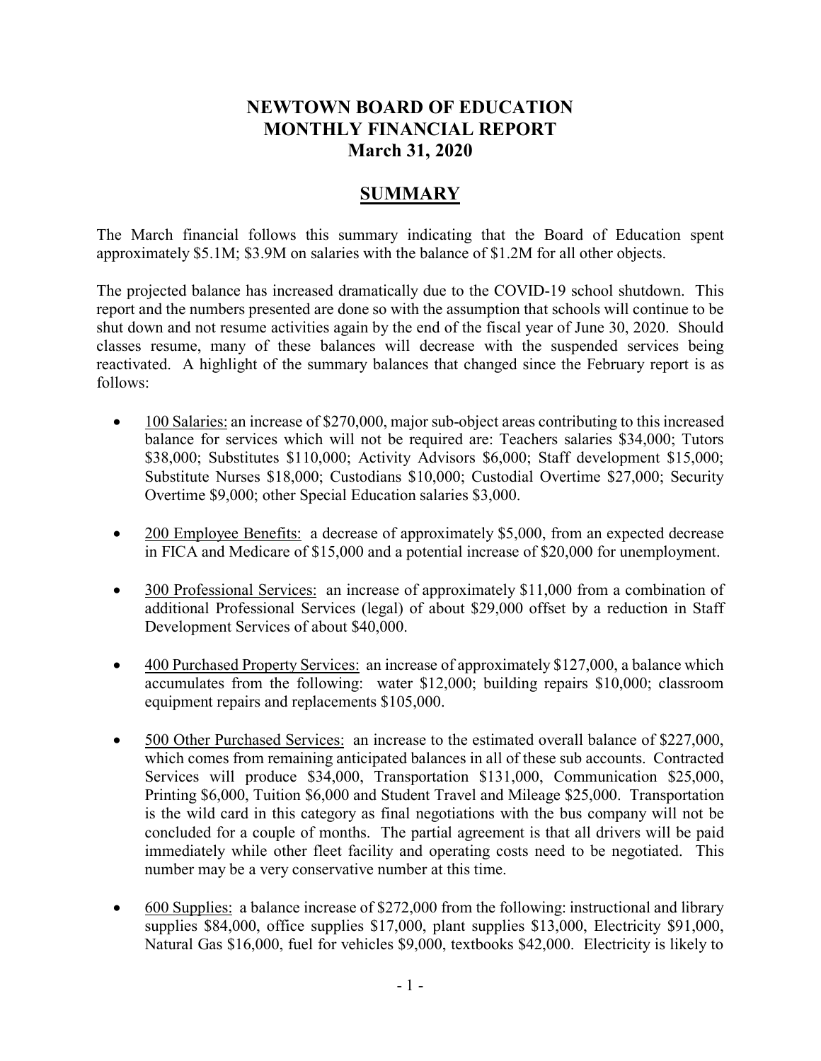# NEWTOWN BOARD OF EDUCATION
# MONTHLY FINANCIAL REPORT
# March 31, 2020

## SUMMARY

The March financial follows this summary indicating that the Board of Education spent approximately \$5.1M; \$3.9M on salaries with the balance of \$1.2M for all other objects.

The projected balance has increased dramatically due to the COVID-19 school shutdown. This report and the numbers presented are done so with the assumption that schools will continue to be shut down and not resume activities again by the end of the fiscal year of June 30, 2020. Should classes resume, many of these balances will decrease with the suspended services being reactivated. A highlight of the summary balances that changed since the February report is as follows:

- <u>100 Salaries:</u> an increase of \$270,000, major sub-object areas contributing to this increased balance for services which will not be required are: Teachers salaries \$34,000; Tutors \$38,000; Substitutes \$110,000; Activity Advisors \$6,000; Staff development \$15,000; Substitute Nurses \$18,000; Custodians \$10,000; Custodial Overtime \$27,000; Security Overtime \$9,000; other Special Education salaries \$3,000.

- <u>200 Employee Benefits:</u> a decrease of approximately \$5,000, from an expected decrease in FICA and Medicare of \$15,000 and a potential increase of \$20,000 for unemployment.

- <u>300 Professional Services:</u> an increase of approximately \$11,000 from a combination of additional Professional Services (legal) of about \$29,000 offset by a reduction in Staff Development Services of about \$40,000.

- <u>400 Purchased Property Services:</u> an increase of approximately \$127,000, a balance which accumulates from the following: water \$12,000; building repairs \$10,000; classroom equipment repairs and replacements \$105,000.

- <u>500 Other Purchased Services:</u> an increase to the estimated overall balance of \$227,000, which comes from remaining anticipated balances in all of these sub accounts. Contracted Services will produce \$34,000, Transportation \$131,000, Communication \$25,000, Printing \$6,000, Tuition \$6,000 and Student Travel and Mileage \$25,000. Transportation is the wild card in this category as final negotiations with the bus company will not be concluded for a couple of months. The partial agreement is that all drivers will be paid immediately while other fleet facility and operating costs need to be negotiated. This number may be a very conservative number at this time.

- <u>600 Supplies:</u> a balance increase of \$272,000 from the following: instructional and library supplies \$84,000, office supplies \$17,000, plant supplies \$13,000, Electricity \$91,000, Natural Gas \$16,000, fuel for vehicles \$9,000, textbooks \$42,000. Electricity is likely to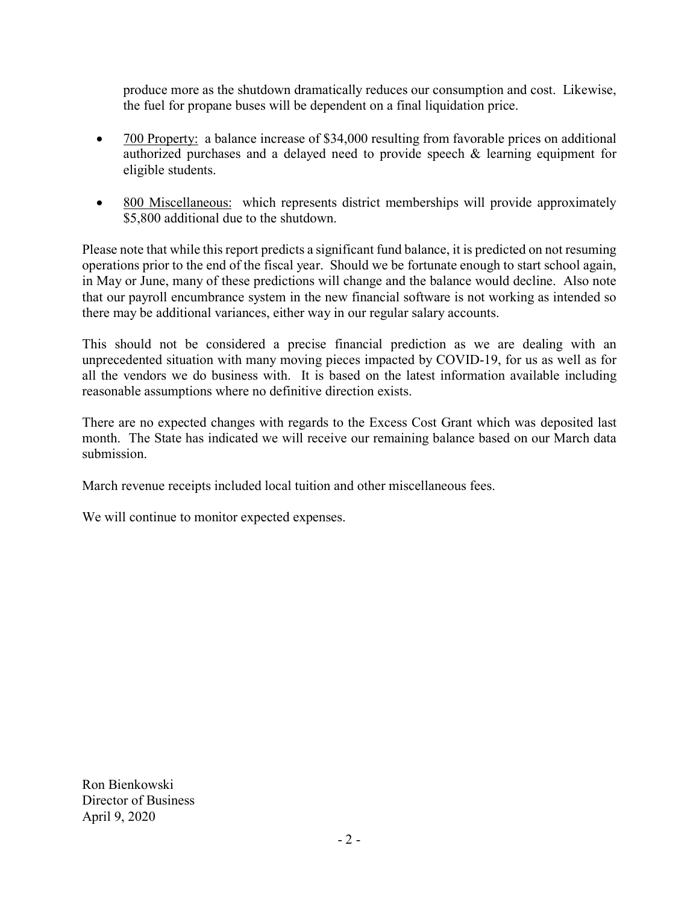produce more as the shutdown dramatically reduces our consumption and cost. Likewise, the fuel for propane buses will be dependent on a final liquidation price.

- <u>700 Property:</u> a balance increase of $34,000 resulting from favorable prices on additional authorized purchases and a delayed need to provide speech & learning equipment for eligible students.

- <u>800 Miscellaneous:</u> which represents district memberships will provide approximately $5,800 additional due to the shutdown.

Please note that while this report predicts a significant fund balance, it is predicted on not resuming operations prior to the end of the fiscal year. Should we be fortunate enough to start school again, in May or June, many of these predictions will change and the balance would decline. Also note that our payroll encumbrance system in the new financial software is not working as intended so there may be additional variances, either way in our regular salary accounts.

This should not be considered a precise financial prediction as we are dealing with an unprecedented situation with many moving pieces impacted by COVID-19, for us as well as for all the vendors we do business with. It is based on the latest information available including reasonable assumptions where no definitive direction exists.

There are no expected changes with regards to the Excess Cost Grant which was deposited last month. The State has indicated we will receive our remaining balance based on our March data submission.

March revenue receipts included local tuition and other miscellaneous fees.

We will continue to monitor expected expenses.

Ron Bienkowski
Director of Business
April 9, 2020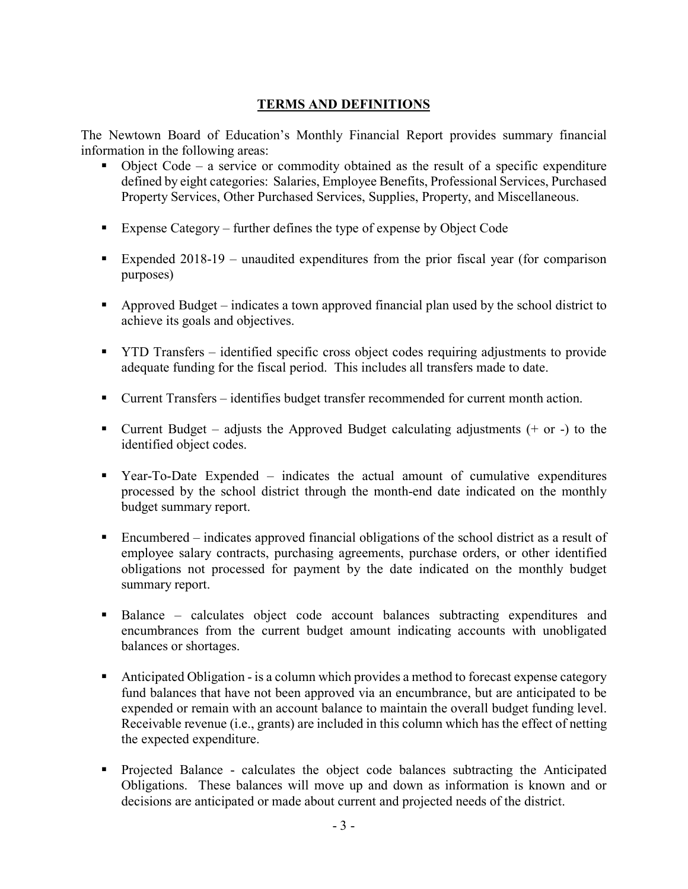# TERMS AND DEFINITIONS

The Newtown Board of Education's Monthly Financial Report provides summary financial information in the following areas:

- Object Code – a service or commodity obtained as the result of a specific expenditure defined by eight categories: Salaries, Employee Benefits, Professional Services, Purchased Property Services, Other Purchased Services, Supplies, Property, and Miscellaneous.
- Expense Category – further defines the type of expense by Object Code
- Expended 2018-19 – unaudited expenditures from the prior fiscal year (for comparison purposes)
- Approved Budget – indicates a town approved financial plan used by the school district to achieve its goals and objectives.
- YTD Transfers – identified specific cross object codes requiring adjustments to provide adequate funding for the fiscal period. This includes all transfers made to date.
- Current Transfers – identifies budget transfer recommended for current month action.
- Current Budget – adjusts the Approved Budget calculating adjustments (+ or -) to the identified object codes.
- Year-To-Date Expended – indicates the actual amount of cumulative expenditures processed by the school district through the month-end date indicated on the monthly budget summary report.
- Encumbered – indicates approved financial obligations of the school district as a result of employee salary contracts, purchasing agreements, purchase orders, or other identified obligations not processed for payment by the date indicated on the monthly budget summary report.
- Balance – calculates object code account balances subtracting expenditures and encumbrances from the current budget amount indicating accounts with unobligated balances or shortages.
- Anticipated Obligation - is a column which provides a method to forecast expense category fund balances that have not been approved via an encumbrance, but are anticipated to be expended or remain with an account balance to maintain the overall budget funding level. Receivable revenue (i.e., grants) are included in this column which has the effect of netting the expected expenditure.
- Projected Balance - calculates the object code balances subtracting the Anticipated Obligations. These balances will move up and down as information is known and or decisions are anticipated or made about current and projected needs of the district.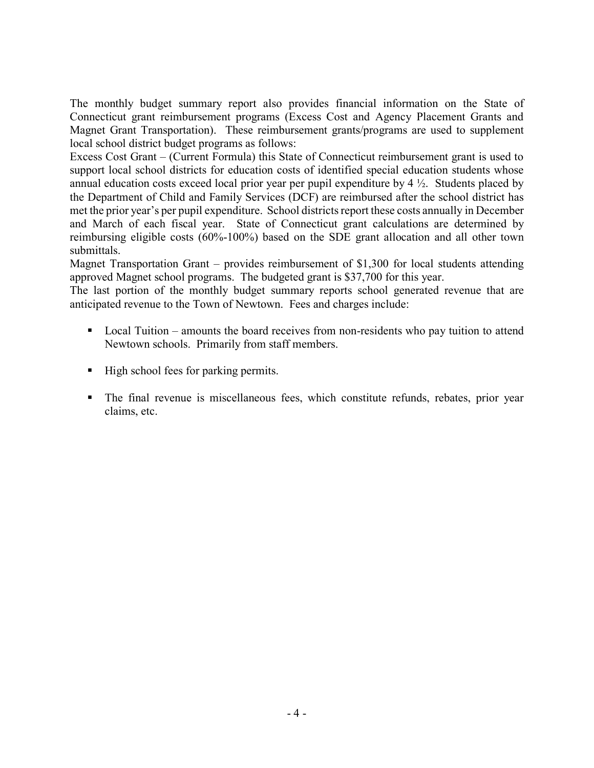The monthly budget summary report also provides financial information on the State of Connecticut grant reimbursement programs (Excess Cost and Agency Placement Grants and Magnet Grant Transportation). These reimbursement grants/programs are used to supplement local school district budget programs as follows:

Excess Cost Grant – (Current Formula) this State of Connecticut reimbursement grant is used to support local school districts for education costs of identified special education students whose annual education costs exceed local prior year per pupil expenditure by 4 ½. Students placed by the Department of Child and Family Services (DCF) are reimbursed after the school district has met the prior year's per pupil expenditure. School districts report these costs annually in December and March of each fiscal year. State of Connecticut grant calculations are determined by reimbursing eligible costs (60%-100%) based on the SDE grant allocation and all other town submittals.

Magnet Transportation Grant – provides reimbursement of $1,300 for local students attending approved Magnet school programs. The budgeted grant is $37,700 for this year.

The last portion of the monthly budget summary reports school generated revenue that are anticipated revenue to the Town of Newtown. Fees and charges include:

- Local Tuition – amounts the board receives from non-residents who pay tuition to attend Newtown schools. Primarily from staff members.
- High school fees for parking permits.
- The final revenue is miscellaneous fees, which constitute refunds, rebates, prior year claims, etc.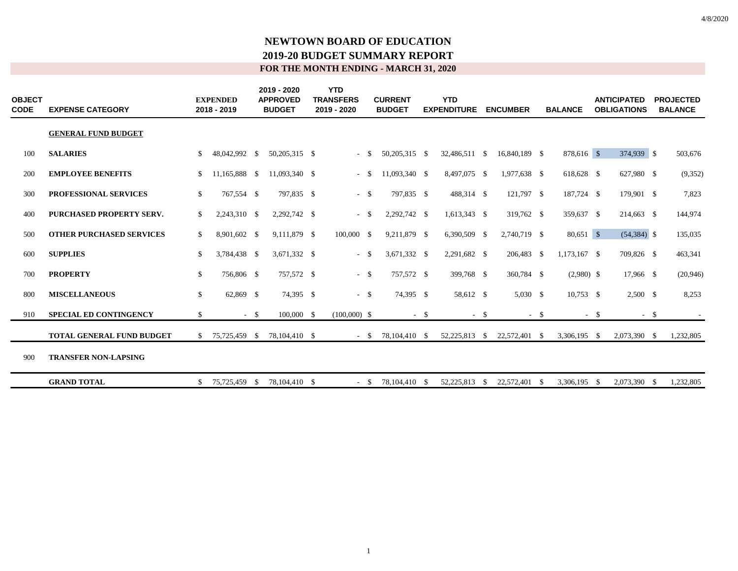# NEWTOWN BOARD OF EDUCATION

## 2019-20 BUDGET SUMMARY REPORT

### FOR THE MONTH ENDING - MARCH 31, 2020

| OBJECT CODE | EXPENSE CATEGORY | EXPENDED 2018 - 2019 | 2019 - 2020 APPROVED BUDGET | YTD TRANSFERS 2019 - 2020 | CURRENT BUDGET | YTD EXPENDITURE | ENCUMBER | BALANCE | ANTICIPATED OBLIGATIONS | PROJECTED BALANCE |
|---|---|---|---|---|---|---|---|---|---|---|
| | **GENERAL FUND BUDGET** | | | | | | | | | |
| 100 | **SALARIES** | $ 48,042,992 | $ 50,205,315 | $ - | $ 50,205,315 | $ 32,486,511 | $ 16,840,189 | $ 878,616 | $ 374,939 | $ 503,676 |
| 200 | **EMPLOYEE BENEFITS** | $ 11,165,888 | $ 11,093,340 | $ - | $ 11,093,340 | $ 8,497,075 | $ 1,977,638 | $ 618,628 | $ 627,980 | $ (9,352) |
| 300 | **PROFESSIONAL SERVICES** | $ 767,554 | $ 797,835 | $ - | $ 797,835 | $ 488,314 | $ 121,797 | $ 187,724 | $ 179,901 | $ 7,823 |
| 400 | **PURCHASED PROPERTY SERV.** | $ 2,243,310 | $ 2,292,742 | $ - | $ 2,292,742 | $ 1,613,343 | $ 319,762 | $ 359,637 | $ 214,663 | $ 144,974 |
| 500 | **OTHER PURCHASED SERVICES** | $ 8,901,602 | $ 9,111,879 | $ 100,000 | $ 9,211,879 | $ 6,390,509 | $ 2,740,719 | $ 80,651 | $ (54,384) | $ 135,035 |
| 600 | **SUPPLIES** | $ 3,784,438 | $ 3,671,332 | $ - | $ 3,671,332 | $ 2,291,682 | $ 206,483 | $ 1,173,167 | $ 709,826 | $ 463,341 |
| 700 | **PROPERTY** | $ 756,806 | $ 757,572 | $ - | $ 757,572 | $ 399,768 | $ 360,784 | $ (2,980) | $ 17,966 | $ (20,946) |
| 800 | **MISCELLANEOUS** | $ 62,869 | $ 74,395 | $ - | $ 74,395 | $ 58,612 | $ 5,030 | $ 10,753 | $ 2,500 | $ 8,253 |
| 910 | **SPECIAL ED CONTINGENCY** | $ - | $ 100,000 | $ (100,000) | $ - | $ - | $ - | $ - | $ - | $ - |
| | **TOTAL GENERAL FUND BUDGET** | $ 75,725,459 | $ 78,104,410 | $ - | $ 78,104,410 | $ 52,225,813 | $ 22,572,401 | $ 3,306,195 | $ 2,073,390 | $ 1,232,805 |
| 900 | **TRANSFER NON-LAPSING** | | | | | | | | | |
| | **GRAND TOTAL** | $ 75,725,459 | $ 78,104,410 | $ - | $ 78,104,410 | $ 52,225,813 | $ 22,572,401 | $ 3,306,195 | $ 2,073,390 | $ 1,232,805 |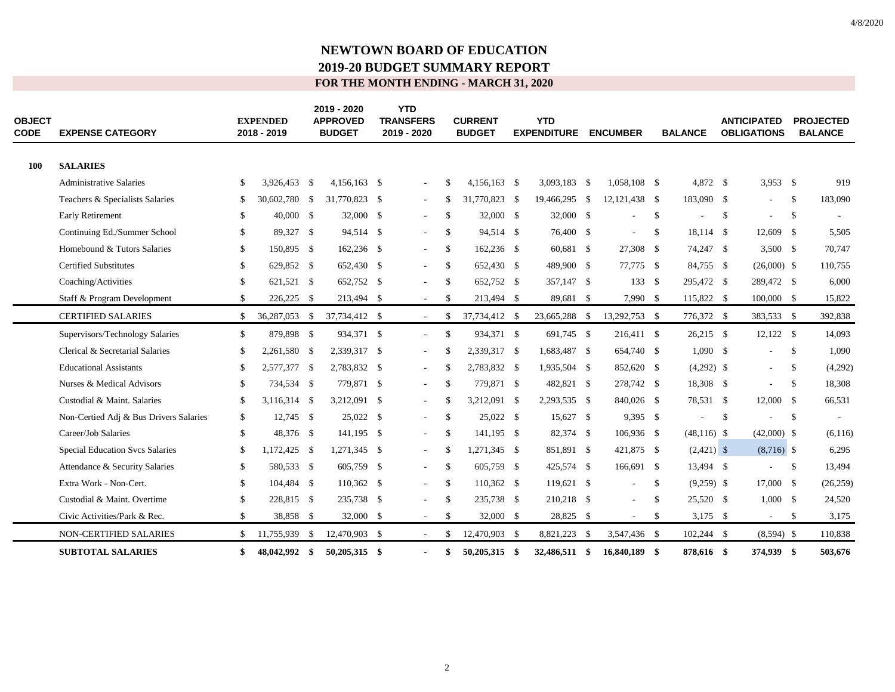# NEWTOWN BOARD OF EDUCATION

## 2019-20 BUDGET SUMMARY REPORT

### FOR THE MONTH ENDING - MARCH 31, 2020

| OBJECT CODE | EXPENSE CATEGORY | EXPENDED 2018 - 2019 | 2019 - 2020 APPROVED BUDGET | YTD TRANSFERS 2019 - 2020 | CURRENT BUDGET | YTD EXPENDITURE | ENCUMBER | BALANCE | ANTICIPATED OBLIGATIONS | PROJECTED BALANCE |
|---|---|---|---|---|---|---|---|---|---|---|
| **100** | **SALARIES** | | | | | | | | | |
| | Administrative Salaries | $ 3,926,453 | $ 4,156,163 | $ - | $ 4,156,163 | $ 3,093,183 | $ 1,058,108 | $ 4,872 | $ 3,953 | $ 919 |
| | Teachers & Specialists Salaries | $ 30,602,780 | $ 31,770,823 | $ - | $ 31,770,823 | $ 19,466,295 | $ 12,121,438 | $ 183,090 | $ - | $ 183,090 |
| | Early Retirement | $ 40,000 | $ 32,000 | $ - | $ 32,000 | $ 32,000 | $ - | $ - | $ - | $ - |
| | Continuing Ed./Summer School | $ 89,327 | $ 94,514 | $ - | $ 94,514 | $ 76,400 | $ - | $ 18,114 | $ 12,609 | $ 5,505 |
| | Homebound & Tutors Salaries | $ 150,895 | $ 162,236 | $ - | $ 162,236 | $ 60,681 | $ 27,308 | $ 74,247 | $ 3,500 | $ 70,747 |
| | Certified Substitutes | $ 629,852 | $ 652,430 | $ - | $ 652,430 | $ 489,900 | $ 77,775 | $ 84,755 | $ (26,000) | $ 110,755 |
| | Coaching/Activities | $ 621,521 | $ 652,752 | $ - | $ 652,752 | $ 357,147 | $ 133 | $ 295,472 | $ 289,472 | $ 6,000 |
| | Staff & Program Development | $ 226,225 | $ 213,494 | $ - | $ 213,494 | $ 89,681 | $ 7,990 | $ 115,822 | $ 100,000 | $ 15,822 |
| | CERTIFIED SALARIES | $ 36,287,053 | $ 37,734,412 | $ - | $ 37,734,412 | $ 23,665,288 | $ 13,292,753 | $ 776,372 | $ 383,533 | $ 392,838 |
| | Supervisors/Technology Salaries | $ 879,898 | $ 934,371 | $ - | $ 934,371 | $ 691,745 | $ 216,411 | $ 26,215 | $ 12,122 | $ 14,093 |
| | Clerical & Secretarial Salaries | $ 2,261,580 | $ 2,339,317 | $ - | $ 2,339,317 | $ 1,683,487 | $ 654,740 | $ 1,090 | $ - | $ 1,090 |
| | Educational Assistants | $ 2,577,377 | $ 2,783,832 | $ - | $ 2,783,832 | $ 1,935,504 | $ 852,620 | $ (4,292) | $ - | $ (4,292) |
| | Nurses & Medical Advisors | $ 734,534 | $ 779,871 | $ - | $ 779,871 | $ 482,821 | $ 278,742 | $ 18,308 | $ - | $ 18,308 |
| | Custodial & Maint. Salaries | $ 3,116,314 | $ 3,212,091 | $ - | $ 3,212,091 | $ 2,293,535 | $ 840,026 | $ 78,531 | $ 12,000 | $ 66,531 |
| | Non-Certied Adj & Bus Drivers Salaries | $ 12,745 | $ 25,022 | $ - | $ 25,022 | $ 15,627 | $ 9,395 | $ - | $ - | $ - |
| | Career/Job Salaries | $ 48,376 | $ 141,195 | $ - | $ 141,195 | $ 82,374 | $ 106,936 | $ (48,116) | $ (42,000) | $ (6,116) |
| | Special Education Svcs Salaries | $ 1,172,425 | $ 1,271,345 | $ - | $ 1,271,345 | $ 851,891 | $ 421,875 | $ (2,421) | $ (8,716) | $ 6,295 |
| | Attendance & Security Salaries | $ 580,533 | $ 605,759 | $ - | $ 605,759 | $ 425,574 | $ 166,691 | $ 13,494 | $ - | $ 13,494 |
| | Extra Work - Non-Cert. | $ 104,484 | $ 110,362 | $ - | $ 110,362 | $ 119,621 | $ - | $ (9,259) | $ 17,000 | $ (26,259) |
| | Custodial & Maint. Overtime | $ 228,815 | $ 235,738 | $ - | $ 235,738 | $ 210,218 | $ - | $ 25,520 | $ 1,000 | $ 24,520 |
| | Civic Activities/Park & Rec. | $ 38,858 | $ 32,000 | $ - | $ 32,000 | $ 28,825 | $ - | $ 3,175 | $ - | $ 3,175 |
| | NON-CERTIFIED SALARIES | $ 11,755,939 | $ 12,470,903 | $ - | $ 12,470,903 | $ 8,821,223 | $ 3,547,436 | $ 102,244 | $ (8,594) | $ 110,838 |
| | **SUBTOTAL SALARIES** | **$ 48,042,992** | **$ 50,205,315** | **$ -** | **$ 50,205,315** | **$ 32,486,511** | **$ 16,840,189** | **$ 878,616** | **$ 374,939** | **$ 503,676** |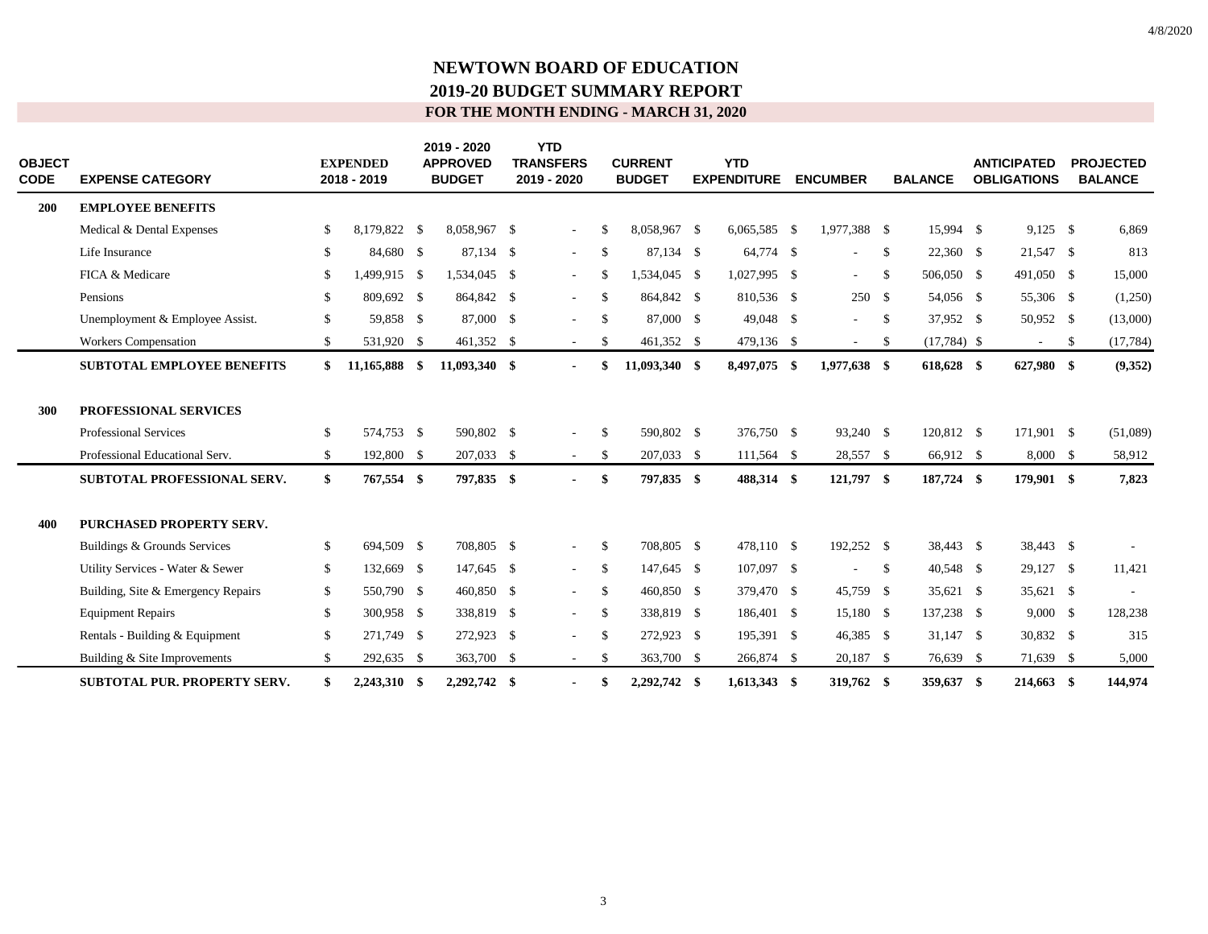# NEWTOWN BOARD OF EDUCATION
## 2019-20 BUDGET SUMMARY REPORT
### FOR THE MONTH ENDING - MARCH 31, 2020

| OBJECT CODE | EXPENSE CATEGORY | EXPENDED 2018 - 2019 | 2019 - 2020 APPROVED BUDGET | YTD TRANSFERS 2019 - 2020 | CURRENT BUDGET | YTD EXPENDITURE | ENCUMBER | BALANCE | ANTICIPATED OBLIGATIONS | PROJECTED BALANCE |
|---|---|---|---|---|---|---|---|---|---|---|
| **200** | **EMPLOYEE BENEFITS** | | | | | | | | | |
| | Medical & Dental Expenses | $ 8,179,822 | $ 8,058,967 | $ - | $ 8,058,967 | $ 6,065,585 | $ 1,977,388 | $ 15,994 | $ 9,125 | $ 6,869 |
| | Life Insurance | $ 84,680 | $ 87,134 | $ - | $ 87,134 | $ 64,774 | $ - | $ 22,360 | $ 21,547 | $ 813 |
| | FICA & Medicare | $ 1,499,915 | $ 1,534,045 | $ - | $ 1,534,045 | $ 1,027,995 | $ - | $ 506,050 | $ 491,050 | $ 15,000 |
| | Pensions | $ 809,692 | $ 864,842 | $ - | $ 864,842 | $ 810,536 | $ 250 | $ 54,056 | $ 55,306 | $ (1,250) |
| | Unemployment & Employee Assist. | $ 59,858 | $ 87,000 | $ - | $ 87,000 | $ 49,048 | $ - | $ 37,952 | $ 50,952 | $ (13,000) |
| | Workers Compensation | $ 531,920 | $ 461,352 | $ - | $ 461,352 | $ 479,136 | $ - | $ (17,784) | $ - | $ (17,784) |
| | **SUBTOTAL EMPLOYEE BENEFITS** | **$ 11,165,888** | **$ 11,093,340** | **$ -** | **$ 11,093,340** | **$ 8,497,075** | **$ 1,977,638** | **$ 618,628** | **$ 627,980** | **$ (9,352)** |
| **300** | **PROFESSIONAL SERVICES** | | | | | | | | | |
| | Professional Services | $ 574,753 | $ 590,802 | $ - | $ 590,802 | $ 376,750 | $ 93,240 | $ 120,812 | $ 171,901 | $ (51,089) |
| | Professional Educational Serv. | $ 192,800 | $ 207,033 | $ - | $ 207,033 | $ 111,564 | $ 28,557 | $ 66,912 | $ 8,000 | $ 58,912 |
| | **SUBTOTAL PROFESSIONAL SERV.** | **$ 767,554** | **$ 797,835** | **$ -** | **$ 797,835** | **$ 488,314** | **$ 121,797** | **$ 187,724** | **$ 179,901** | **$ 7,823** |
| **400** | **PURCHASED PROPERTY SERV.** | | | | | | | | | |
| | Buildings & Grounds Services | $ 694,509 | $ 708,805 | $ - | $ 708,805 | $ 478,110 | $ 192,252 | $ 38,443 | $ 38,443 | $ - |
| | Utility Services - Water & Sewer | $ 132,669 | $ 147,645 | $ - | $ 147,645 | $ 107,097 | $ - | $ 40,548 | $ 29,127 | $ 11,421 |
| | Building, Site & Emergency Repairs | $ 550,790 | $ 460,850 | $ - | $ 460,850 | $ 379,470 | $ 45,759 | $ 35,621 | $ 35,621 | $ - |
| | Equipment Repairs | $ 300,958 | $ 338,819 | $ - | $ 338,819 | $ 186,401 | $ 15,180 | $ 137,238 | $ 9,000 | $ 128,238 |
| | Rentals - Building & Equipment | $ 271,749 | $ 272,923 | $ - | $ 272,923 | $ 195,391 | $ 46,385 | $ 31,147 | $ 30,832 | $ 315 |
| | Building & Site Improvements | $ 292,635 | $ 363,700 | $ - | $ 363,700 | $ 266,874 | $ 20,187 | $ 76,639 | $ 71,639 | $ 5,000 |
| | **SUBTOTAL PUR. PROPERTY SERV.** | **$ 2,243,310** | **$ 2,292,742** | **$ -** | **$ 2,292,742** | **$ 1,613,343** | **$ 319,762** | **$ 359,637** | **$ 214,663** | **$ 144,974** |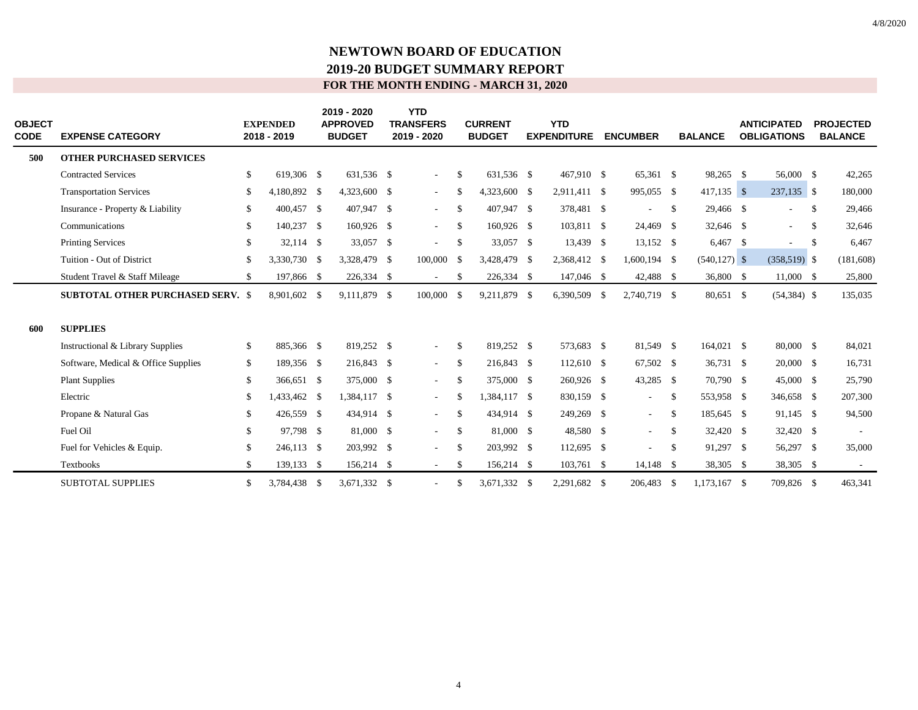# NEWTOWN BOARD OF EDUCATION

## 2019-20 BUDGET SUMMARY REPORT

### FOR THE MONTH ENDING - MARCH 31, 2020

| OBJECT CODE | EXPENSE CATEGORY | EXPENDED 2018 - 2019 | 2019 - 2020 APPROVED BUDGET | YTD TRANSFERS 2019 - 2020 | CURRENT BUDGET | YTD EXPENDITURE | ENCUMBER | BALANCE | ANTICIPATED OBLIGATIONS | PROJECTED BALANCE |
|---|---|---|---|---|---|---|---|---|---|---|
| **500** | **OTHER PURCHASED SERVICES** | | | | | | | | | |
| | Contracted Services | $ 619,306 | $ 631,536 | $ - | $ 631,536 | $ 467,910 | $ 65,361 | $ 98,265 | $ 56,000 | $ 42,265 |
| | Transportation Services | $ 4,180,892 | $ 4,323,600 | $ - | $ 4,323,600 | $ 2,911,411 | $ 995,055 | $ 417,135 | $ 237,135 | $ 180,000 |
| | Insurance - Property & Liability | $ 400,457 | $ 407,947 | $ - | $ 407,947 | $ 378,481 | $ - | $ 29,466 | $ - | $ 29,466 |
| | Communications | $ 140,237 | $ 160,926 | $ - | $ 160,926 | $ 103,811 | $ 24,469 | $ 32,646 | $ - | $ 32,646 |
| | Printing Services | $ 32,114 | $ 33,057 | $ - | $ 33,057 | $ 13,439 | $ 13,152 | $ 6,467 | $ - | $ 6,467 |
| | Tuition - Out of District | $ 3,330,730 | $ 3,328,479 | $ 100,000 | $ 3,428,479 | $ 2,368,412 | $ 1,600,194 | $ (540,127) | $ (358,519) | $ (181,608) |
| | Student Travel & Staff Mileage | $ 197,866 | $ 226,334 | $ - | $ 226,334 | $ 147,046 | $ 42,488 | $ 36,800 | $ 11,000 | $ 25,800 |
| | **SUBTOTAL OTHER PURCHASED SERV.** | $ 8,901,602 | $ 9,111,879 | $ 100,000 | $ 9,211,879 | $ 6,390,509 | $ 2,740,719 | $ 80,651 | $ (54,384) | $ 135,035 |
| **600** | **SUPPLIES** | | | | | | | | | |
| | Instructional & Library Supplies | $ 885,366 | $ 819,252 | $ - | $ 819,252 | $ 573,683 | $ 81,549 | $ 164,021 | $ 80,000 | $ 84,021 |
| | Software, Medical & Office Supplies | $ 189,356 | $ 216,843 | $ - | $ 216,843 | $ 112,610 | $ 67,502 | $ 36,731 | $ 20,000 | $ 16,731 |
| | Plant Supplies | $ 366,651 | $ 375,000 | $ - | $ 375,000 | $ 260,926 | $ 43,285 | $ 70,790 | $ 45,000 | $ 25,790 |
| | Electric | $ 1,433,462 | $ 1,384,117 | $ - | $ 1,384,117 | $ 830,159 | $ - | $ 553,958 | $ 346,658 | $ 207,300 |
| | Propane & Natural Gas | $ 426,559 | $ 434,914 | $ - | $ 434,914 | $ 249,269 | $ - | $ 185,645 | $ 91,145 | $ 94,500 |
| | Fuel Oil | $ 97,798 | $ 81,000 | $ - | $ 81,000 | $ 48,580 | $ - | $ 32,420 | $ 32,420 | $ - |
| | Fuel for Vehicles & Equip. | $ 246,113 | $ 203,992 | $ - | $ 203,992 | $ 112,695 | $ - | $ 91,297 | $ 56,297 | $ 35,000 |
| | Textbooks | $ 139,133 | $ 156,214 | $ - | $ 156,214 | $ 103,761 | $ 14,148 | $ 38,305 | $ 38,305 | $ - |
| | SUBTOTAL SUPPLIES | $ 3,784,438 | $ 3,671,332 | $ - | $ 3,671,332 | $ 2,291,682 | $ 206,483 | $ 1,173,167 | $ 709,826 | $ 463,341 |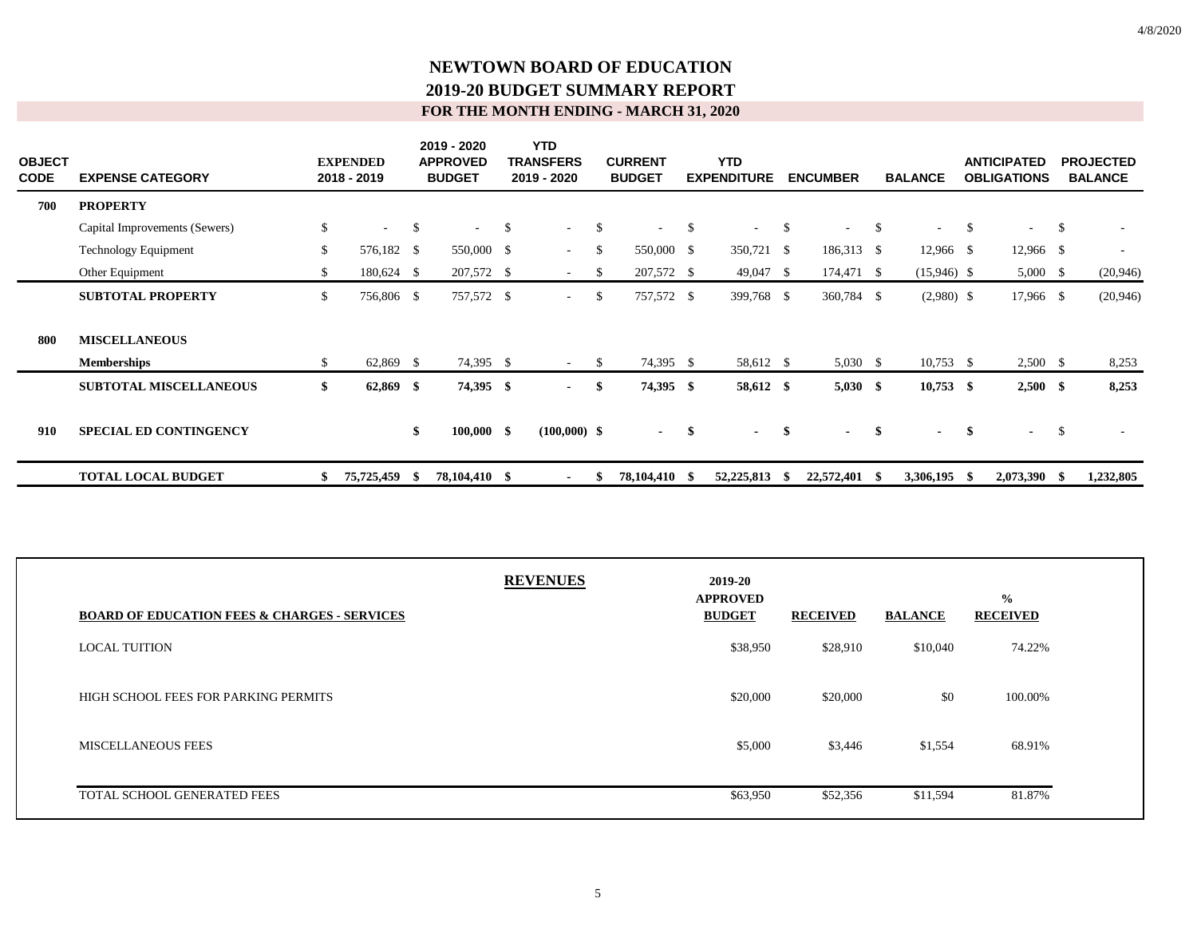# NEWTOWN BOARD OF EDUCATION
## 2019-20 BUDGET SUMMARY REPORT
### FOR THE MONTH ENDING - MARCH 31, 2020

| OBJECT CODE | EXPENSE CATEGORY | EXPENDED 2018 - 2019 | 2019 - 2020 APPROVED BUDGET | YTD TRANSFERS 2019 - 2020 | CURRENT BUDGET | YTD EXPENDITURE | ENCUMBER | BALANCE | ANTICIPATED OBLIGATIONS | PROJECTED BALANCE |
|---|---|---|---|---|---|---|---|---|---|---|
| **700** | **PROPERTY** | | | | | | | | | |
| | Capital Improvements (Sewers) | $ - | $ - | $ - | $ - | $ - | $ - | $ - | $ - | $ - |
| | Technology Equipment | $ 576,182 | $ 550,000 | $ - | $ 550,000 | $ 350,721 | $ 186,313 | $ 12,966 | $ 12,966 | $ - |
| | Other Equipment | $ 180,624 | $ 207,572 | $ - | $ 207,572 | $ 49,047 | $ 174,471 | $ (15,946) | $ 5,000 | $ (20,946) |
| | **SUBTOTAL PROPERTY** | $ 756,806 | $ 757,572 | $ - | $ 757,572 | $ 399,768 | $ 360,784 | $ (2,980) | $ 17,966 | $ (20,946) |
| **800** | **MISCELLANEOUS** | | | | | | | | | |
| | **Memberships** | $ 62,869 | $ 74,395 | $ - | $ 74,395 | $ 58,612 | $ 5,030 | $ 10,753 | $ 2,500 | $ 8,253 |
| | **SUBTOTAL MISCELLANEOUS** | **$ 62,869** | **$ 74,395** | **$ -** | **$ 74,395** | **$ 58,612** | **$ 5,030** | **$ 10,753** | **$ 2,500** | **$ 8,253** |
| **910** | **SPECIAL ED CONTINGENCY** | | **$ 100,000** | **$ (100,000)** | **$ -** | **$ -** | **$ -** | **$ -** | **$ -** | $ - |
| | **TOTAL LOCAL BUDGET** | **$ 75,725,459** | **$ 78,104,410** | **$ -** | **$ 78,104,410** | **$ 52,225,813** | **$ 22,572,401** | **$ 3,306,195** | **$ 2,073,390** | **$ 1,232,805** |

## REVENUES

| BOARD OF EDUCATION FEES & CHARGES - SERVICES | 2019-20 APPROVED BUDGET | RECEIVED | BALANCE | % RECEIVED |
|---|---|---|---|---|
| LOCAL TUITION | $38,950 | $28,910 | $10,040 | 74.22% |
| HIGH SCHOOL FEES FOR PARKING PERMITS | $20,000 | $20,000 | $0 | 100.00% |
| MISCELLANEOUS FEES | $5,000 | $3,446 | $1,554 | 68.91% |
| TOTAL SCHOOL GENERATED FEES | $63,950 | $52,356 | $11,594 | 81.87% |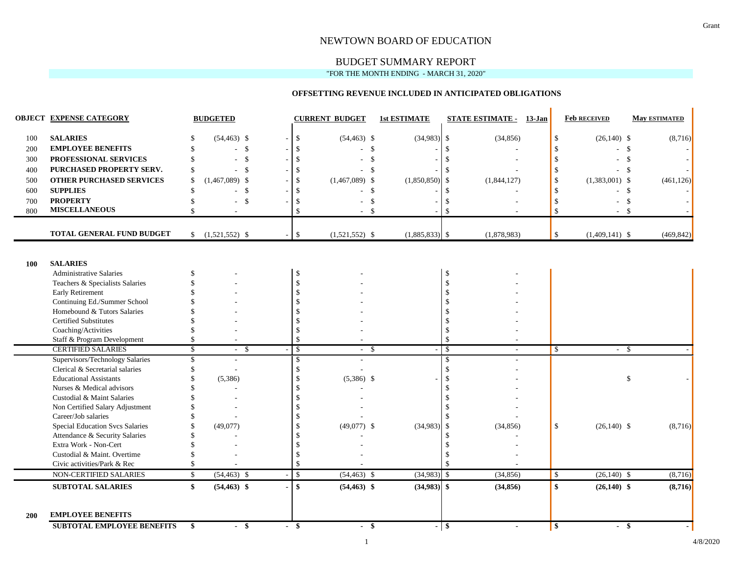Grant

# NEWTOWN BOARD OF EDUCATION

## BUDGET SUMMARY REPORT

"FOR THE MONTH ENDING - MARCH 31, 2020"

### OFFSETTING REVENUE INCLUDED IN ANTICIPATED OBLIGATIONS

| OBJECT | EXPENSE CATEGORY | BUDGETED | | CURRENT BUDGET | 1st ESTIMATE | STATE ESTIMATE - 13-Jan | Feb RECEIVED | May ESTIMATED |
|---|---|---|---|---|---|---|---|---|
| 100 | **SALARIES** | $ (54,463) | $ - | $ (54,463) | $ (34,983) | $ (34,856) | $ (26,140) | $ (8,716) |
| 200 | **EMPLOYEE BENEFITS** | $ - | $ - | $ - | $ - | $ - | $ - | $ - |
| 300 | **PROFESSIONAL SERVICES** | $ - | $ - | $ - | $ - | $ - | $ - | $ - |
| 400 | **PURCHASED PROPERTY SERV.** | $ - | $ - | $ - | $ - | $ - | $ - | $ - |
| 500 | **OTHER PURCHASED SERVICES** | $ (1,467,089) | $ - | $ (1,467,089) | $ (1,850,850) | $ (1,844,127) | $ (1,383,001) | $ (461,126) |
| 600 | **SUPPLIES** | $ - | $ - | $ - | $ - | $ - | $ - | $ - |
| 700 | **PROPERTY** | $ - | $ - | $ - | $ - | $ - | $ - | $ - |
| 800 | **MISCELLANEOUS** | $ - | | $ - | $ - | $ - | $ - | $ - |
| | **TOTAL GENERAL FUND BUDGET** | $ (1,521,552) | $ - | $ (1,521,552) | $ (1,885,833) | $ (1,878,983) | $ (1,409,141) | $ (469,842) |
| **100** | **SALARIES** | | | | | | | |
| | Administrative Salaries | $ - | | $ - | | $ - | | |
| | Teachers & Specialists Salaries | $ - | | $ - | | $ - | | |
| | Early Retirement | $ - | | $ - | | $ - | | |
| | Continuing Ed./Summer School | $ - | | $ - | | $ - | | |
| | Homebound & Tutors Salaries | $ - | | $ - | | $ - | | |
| | Certified Substitutes | $ - | | $ - | | $ - | | |
| | Coaching/Activities | $ - | | $ - | | $ - | | |
| | Staff & Program Development | $ - | | $ - | | $ - | | |
| | CERTIFIED SALARIES | $ - | $ - | $ - | $ - | $ - | $ - | $ - |
| | Supervisors/Technology Salaries | $ - | | $ - | | $ - | | |
| | Clerical & Secretarial salaries | $ - | | $ - | | $ - | | |
| | Educational Assistants | $ (5,386) | | $ (5,386) | $ - | $ - | | $ - |
| | Nurses & Medical advisors | $ - | | $ - | | $ - | | |
| | Custodial & Maint Salaries | $ - | | $ - | | $ - | | |
| | Non Certified Salary Adjustment | $ - | | $ - | | $ - | | |
| | Career/Job salaries | $ - | | $ - | | $ - | | |
| | Special Education Svcs Salaries | $ (49,077) | | $ (49,077) | $ (34,983) | $ (34,856) | $ (26,140) | $ (8,716) |
| | Attendance & Security Salaries | $ - | | $ - | | $ - | | |
| | Extra Work - Non-Cert | $ - | | $ - | | $ - | | |
| | Custodial & Maint. Overtime | $ - | | $ - | | $ - | | |
| | Civic activities/Park & Rec | $ - | | $ - | | $ - | | |
| | NON-CERTIFIED SALARIES | $ (54,463) | $ - | $ (54,463) | $ (34,983) | $ (34,856) | $ (26,140) | $ (8,716) |
| | **SUBTOTAL SALARIES** | **$ (54,463)** | **$ -** | **$ (54,463)** | **$ (34,983)** | **$ (34,856)** | **$ (26,140)** | **$ (8,716)** |
| **200** | **EMPLOYEE BENEFITS** | | | | | | | |
| | **SUBTOTAL EMPLOYEE BENEFITS** | **$ -** | **$ -** | **$ -** | **$ -** | **$ -** | **$ -** | **$ -** |

4/8/2020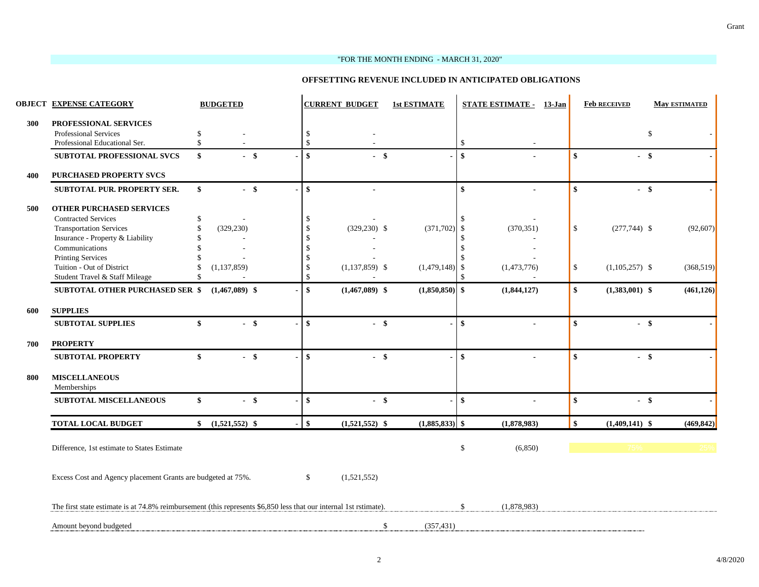"FOR THE MONTH ENDING - MARCH 31, 2020"

## OFFSETTING REVENUE INCLUDED IN ANTICIPATED OBLIGATIONS

| OBJECT | EXPENSE CATEGORY | BUDGETED | | CURRENT BUDGET | 1st ESTIMATE | STATE ESTIMATE - 13-Jan | Feb RECEIVED | May ESTIMATED |
|---|---|---|---|---|---|---|---|---|
| 300 | **PROFESSIONAL SERVICES** | | | | | | | |
| | Professional Services | $ - | | $ - | | | | $ - |
| | Professional Educational Ser. | $ - | | $ - | | $ - | | |
| | **SUBTOTAL PROFESSIONAL SVCS** | **$ -** | **$ -** | **$ -** | **$ -** | **$ -** | **$ -** | **$ -** |
| 400 | **PURCHASED PROPERTY SVCS** | | | | | | | |
| | **SUBTOTAL PUR. PROPERTY SER.** | **$ -** | **$ -** | **$ -** | | **$ -** | **$ -** | **$ -** |
| 500 | **OTHER PURCHASED SERVICES** | | | | | | | |
| | Contracted Services | $ - | | $ - | | $ - | | |
| | Transportation Services | $ (329,230) | | $ (329,230) | $ (371,702) | $ (370,351) | $ (277,744) | $ (92,607) |
| | Insurance - Property & Liability | $ - | | $ - | | $ - | | |
| | Communications | $ - | | $ - | | $ - | | |
| | Printing Services | $ - | | $ - | | $ - | | |
| | Tuition - Out of District | $ (1,137,859) | | $ (1,137,859) | $ (1,479,148) | $ (1,473,776) | $ (1,105,257) | $ (368,519) |
| | Student Travel & Staff Mileage | $ - | | $ - | | $ - | | |
| | **SUBTOTAL OTHER PURCHASED SER** | **$ (1,467,089)** | **$ -** | **$ (1,467,089)** | **$ (1,850,850)** | **$ (1,844,127)** | **$ (1,383,001)** | **$ (461,126)** |
| 600 | **SUPPLIES** | | | | | | | |
| | **SUBTOTAL SUPPLIES** | **$ -** | **$ -** | **$ -** | **$ -** | **$ -** | **$ -** | **$ -** |
| 700 | **PROPERTY** | | | | | | | |
| | **SUBTOTAL PROPERTY** | **$ -** | **$ -** | **$ -** | **$ -** | **$ -** | **$ -** | **$ -** |
| 800 | **MISCELLANEOUS** | | | | | | | |
| | Memberships | | | | | | | |
| | **SUBTOTAL MISCELLANEOUS** | **$ -** | **$ -** | **$ -** | **$ -** | **$ -** | **$ -** | **$ -** |
| | **TOTAL LOCAL BUDGET** | **$ (1,521,552)** | **$ -** | **$ (1,521,552)** | **$ (1,885,833)** | **$ (1,878,983)** | **$ (1,409,141)** | **$ (469,842)** |
| | Difference, 1st estimate to States Estimate | | | | | $ (6,850) | 75% | 25% |

Excess Cost and Agency placement Grants are budgeted at 75%. $ (1,521,552)

The first state estimate is at 74.8% reimbursement (this represents $6,850 less that our internal 1st rstimate). $ (1,878,983)

Amount beyond budgeted $ (357,431)